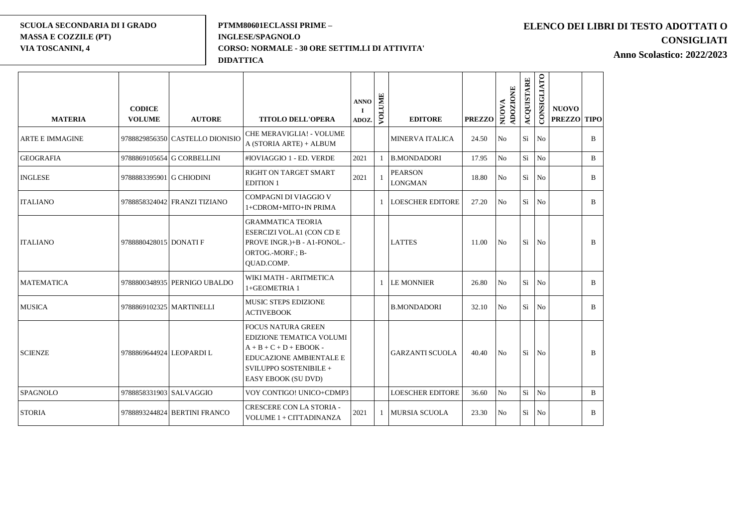**SCUOLA SECONDARIA DI I GRADO**
**MASSA E COZZILE (PT)**
**VIA TOSCANINI, 4**

**PTMM80601ECLASSI PRIME – INGLESE/SPAGNOLO**
**CORSO: NORMALE - 30 ORE SETTIM.LI DI ATTIVITA' DIDATTICA**

# ELENCO DEI LIBRI DI TESTO ADOTTATI O CONSIGLIATI

**Anno Scolastico: 2022/2023**

| MATERIA | CODICE VOLUME | AUTORE | TITOLO DELL'OPERA | ANNO I ADOZ. | VOLUME | EDITORE | PREZZO | NUOVA ADOZIONE | ACQUISTARE | CONSIGLIATO | NUOVO PREZZO | TIPO |
|---|---|---|---|---|---|---|---|---|---|---|---|---|
| ARTE E IMMAGINE | 9788829856350 | CASTELLO DIONISIO | CHE MERAVIGLIA! - VOLUME A (STORIA ARTE) + ALBUM | | | MINERVA ITALICA | 24.50 | No | Sì | No | | B |
| GEOGRAFIA | 9788869105654 | G CORBELLINI | #IOVIAGGIO 1 - ED. VERDE | 2021 | 1 | B.MONDADORI | 17.95 | No | Sì | No | | B |
| INGLESE | 9788883395901 | G CHIODINI | RIGHT ON TARGET SMART EDITION 1 | 2021 | 1 | PEARSON LONGMAN | 18.80 | No | Sì | No | | B |
| ITALIANO | 9788858324042 | FRANZI TIZIANO | COMPAGNI DI VIAGGIO V 1+CDROM+MITO+IN PRIMA | | 1 | LOESCHER EDITORE | 27.20 | No | Sì | No | | B |
| ITALIANO | 9788880428015 | DONATI F | GRAMMATICA TEORIA ESERCIZI VOL.A1 (CON CD E PROVE INGR.)+B - A1-FONOL.-ORTOG.-MORF.; B-QUAD.COMP. | | | LATTES | 11.00 | No | Sì | No | | B |
| MATEMATICA | 9788800348935 | PERNIGO UBALDO | WIKI MATH - ARITMETICA 1+GEOMETRIA 1 | | 1 | LE MONNIER | 26.80 | No | Sì | No | | B |
| MUSICA | 9788869102325 | MARTINELLI | MUSIC STEPS EDIZIONE ACTIVEBOOK | | | B.MONDADORI | 32.10 | No | Sì | No | | B |
| SCIENZE | 9788869644924 | LEOPARDI L | FOCUS NATURA GREEN EDIZIONE TEMATICA VOLUMI A + B + C + D + EBOOK - EDUCAZIONE AMBIENTALE E SVILUPPO SOSTENIBILE + EASY EBOOK (SU DVD) | | | GARZANTI SCUOLA | 40.40 | No | Sì | No | | B |
| SPAGNOLO | 9788858331903 | SALVAGGIO | VOY CONTIGO! UNICO+CDMP3 | | | LOESCHER EDITORE | 36.60 | No | Sì | No | | B |
| STORIA | 9788893244824 | BERTINI FRANCO | CRESCERE CON LA STORIA - VOLUME 1 + CITTADINANZA | 2021 | 1 | MURSIA SCUOLA | 23.30 | No | Sì | No | | B |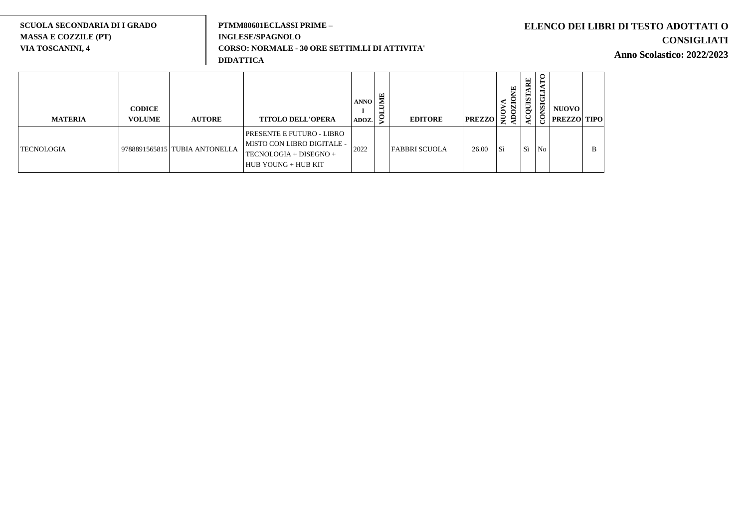**SCUOLA SECONDARIA DI I GRADO**
**MASSA E COZZILE (PT)**
**VIA TOSCANINI, 4**

**PTMM80601ECLASSI PRIME –**
**INGLESE/SPAGNOLO**
**CORSO: NORMALE - 30 ORE SETTIM.LI DI ATTIVITA' DIDATTICA**

**ELENCO DEI LIBRI DI TESTO ADOTTATI O CONSIGLIATI**
**Anno Scolastico: 2022/2023**

| MATERIA | CODICE VOLUME | AUTORE | TITOLO DELL'OPERA | ANNO I ADOZ. | VOLUME | EDITORE | PREZZO | NUOVA ADOZIONE | ACQUISTARE | CONSIGLIATO | NUOVO PREZZO | TIPO |
|---|---|---|---|---|---|---|---|---|---|---|---|---|
| TECNOLOGIA | 9788891565815 | TUBIA ANTONELLA | PRESENTE E FUTURO - LIBRO MISTO CON LIBRO DIGITALE - TECNOLOGIA + DISEGNO + HUB YOUNG + HUB KIT | 2022 | | FABBRI SCUOLA | 26.00 | Sì | Sì | No | | B |